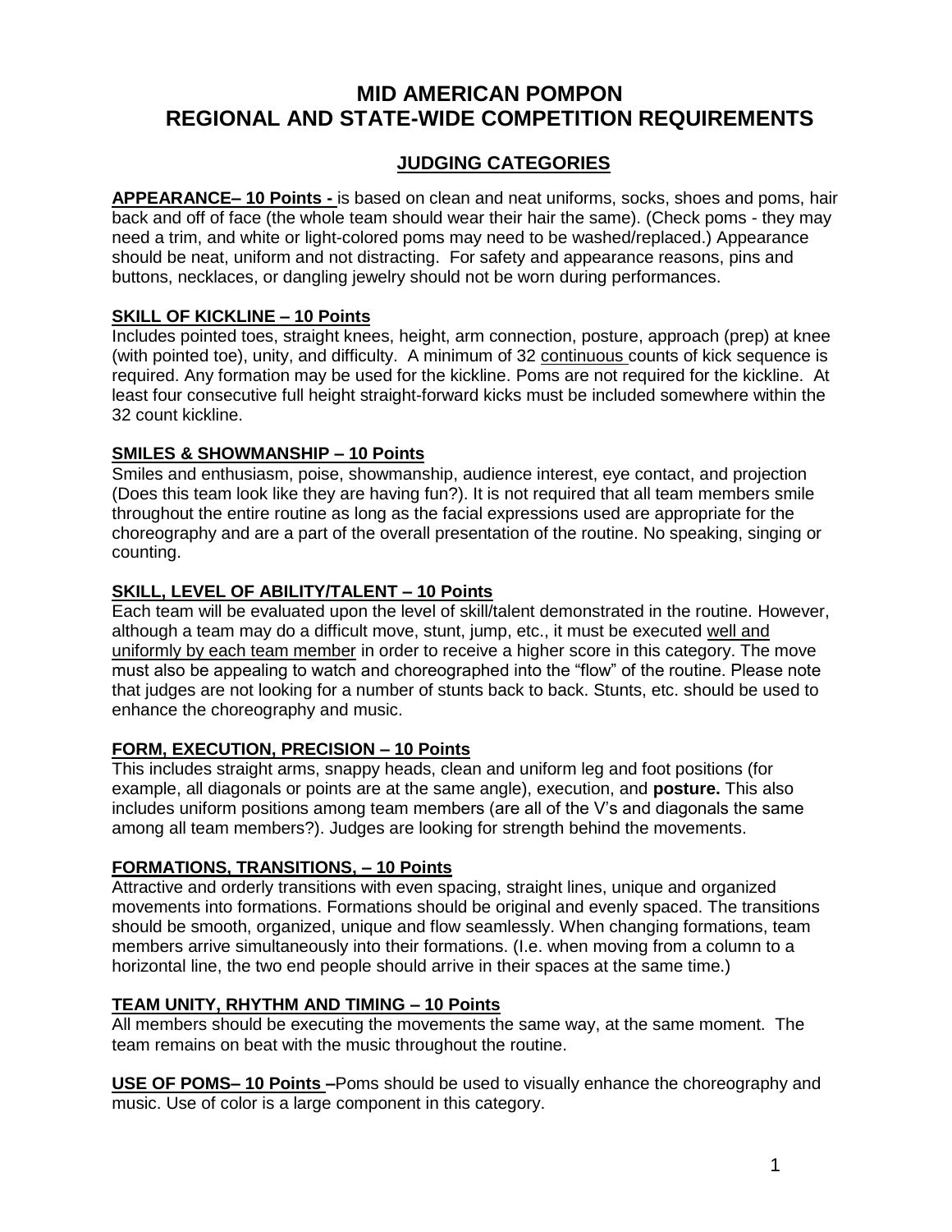# MID AMERICAN POMPON
# REGIONAL AND STATE-WIDE COMPETITION REQUIREMENTS

## JUDGING CATEGORIES

**APPEARANCE– 10 Points -** is based on clean and neat uniforms, socks, shoes and poms, hair back and off of face (the whole team should wear their hair the same). (Check poms - they may need a trim, and white or light-colored poms may need to be washed/replaced.) Appearance should be neat, uniform and not distracting. For safety and appearance reasons, pins and buttons, necklaces, or dangling jewelry should not be worn during performances.

**SKILL OF KICKLINE – 10 Points**
Includes pointed toes, straight knees, height, arm connection, posture, approach (prep) at knee (with pointed toe), unity, and difficulty. A minimum of 32 continuous counts of kick sequence is required. Any formation may be used for the kickline. Poms are not required for the kickline. At least four consecutive full height straight-forward kicks must be included somewhere within the 32 count kickline.

**SMILES & SHOWMANSHIP – 10 Points**
Smiles and enthusiasm, poise, showmanship, audience interest, eye contact, and projection (Does this team look like they are having fun?). It is not required that all team members smile throughout the entire routine as long as the facial expressions used are appropriate for the choreography and are a part of the overall presentation of the routine. No speaking, singing or counting.

**SKILL, LEVEL OF ABILITY/TALENT – 10 Points**
Each team will be evaluated upon the level of skill/talent demonstrated in the routine. However, although a team may do a difficult move, stunt, jump, etc., it must be executed well and uniformly by each team member in order to receive a higher score in this category. The move must also be appealing to watch and choreographed into the "flow" of the routine. Please note that judges are not looking for a number of stunts back to back. Stunts, etc. should be used to enhance the choreography and music.

**FORM, EXECUTION, PRECISION – 10 Points**
This includes straight arms, snappy heads, clean and uniform leg and foot positions (for example, all diagonals or points are at the same angle), execution, and **posture.** This also includes uniform positions among team members (are all of the V's and diagonals the same among all team members?). Judges are looking for strength behind the movements.

**FORMATIONS, TRANSITIONS, – 10 Points**
Attractive and orderly transitions with even spacing, straight lines, unique and organized movements into formations. Formations should be original and evenly spaced. The transitions should be smooth, organized, unique and flow seamlessly. When changing formations, team members arrive simultaneously into their formations. (I.e. when moving from a column to a horizontal line, the two end people should arrive in their spaces at the same time.)

**TEAM UNITY, RHYTHM AND TIMING – 10 Points**
All members should be executing the movements the same way, at the same moment. The team remains on beat with the music throughout the routine.

**USE OF POMS– 10 Points –**Poms should be used to visually enhance the choreography and music. Use of color is a large component in this category.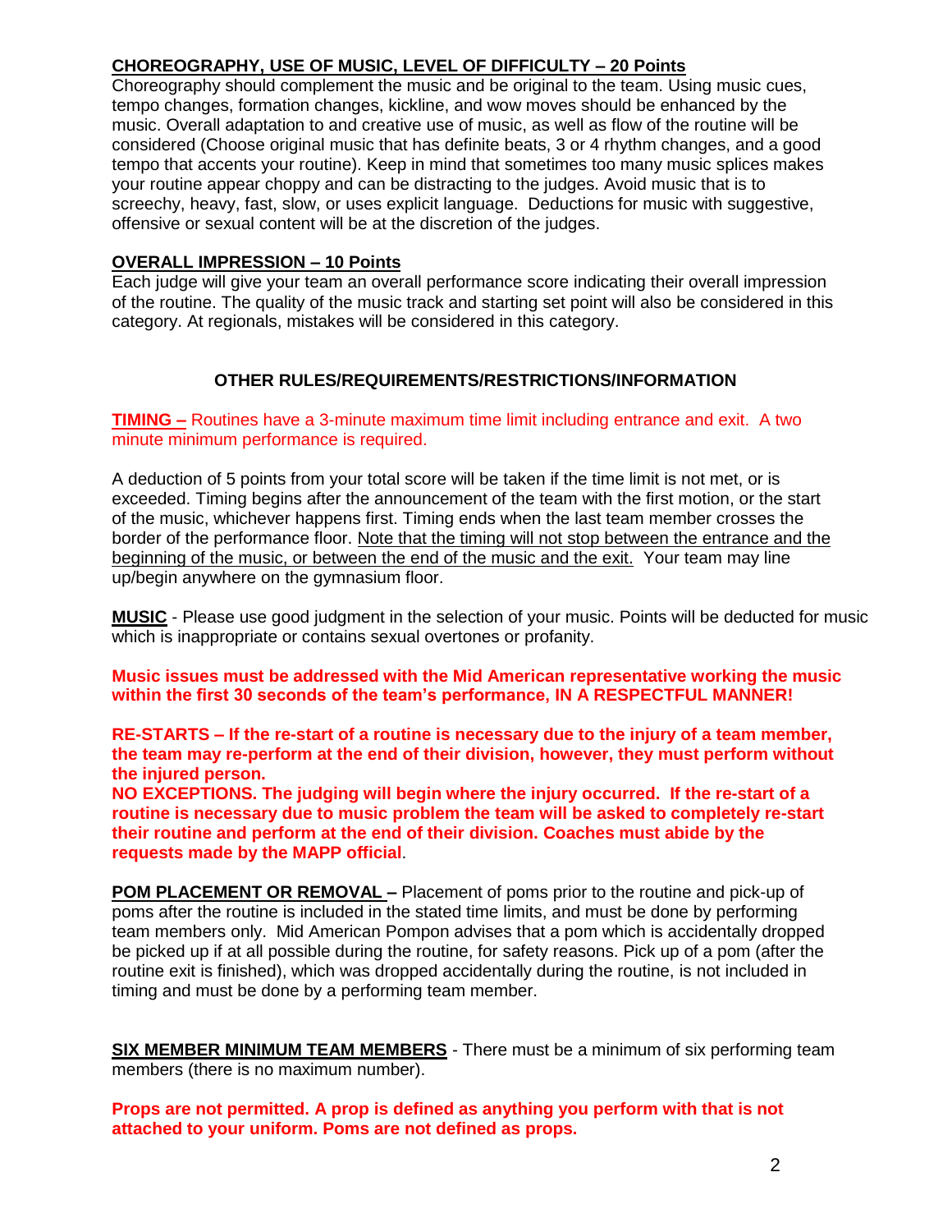## CHOREOGRAPHY, USE OF MUSIC, LEVEL OF DIFFICULTY – 20 Points

Choreography should complement the music and be original to the team. Using music cues, tempo changes, formation changes, kickline, and wow moves should be enhanced by the music. Overall adaptation to and creative use of music, as well as flow of the routine will be considered (Choose original music that has definite beats, 3 or 4 rhythm changes, and a good tempo that accents your routine). Keep in mind that sometimes too many music splices makes your routine appear choppy and can be distracting to the judges. Avoid music that is to screechy, heavy, fast, slow, or uses explicit language. Deductions for music with suggestive, offensive or sexual content will be at the discretion of the judges.

## OVERALL IMPRESSION – 10 Points

Each judge will give your team an overall performance score indicating their overall impression of the routine. The quality of the music track and starting set point will also be considered in this category. At regionals, mistakes will be considered in this category.

## OTHER RULES/REQUIREMENTS/RESTRICTIONS/INFORMATION

**TIMING –** Routines have a 3-minute maximum time limit including entrance and exit. A two minute minimum performance is required.

A deduction of 5 points from your total score will be taken if the time limit is not met, or is exceeded. Timing begins after the announcement of the team with the first motion, or the start of the music, whichever happens first. Timing ends when the last team member crosses the border of the performance floor. Note that the timing will not stop between the entrance and the beginning of the music, or between the end of the music and the exit. Your team may line up/begin anywhere on the gymnasium floor.

**MUSIC** - Please use good judgment in the selection of your music. Points will be deducted for music which is inappropriate or contains sexual overtones or profanity.

**Music issues must be addressed with the Mid American representative working the music within the first 30 seconds of the team's performance, IN A RESPECTFUL MANNER!**

**RE-STARTS – If the re-start of a routine is necessary due to the injury of a team member, the team may re-perform at the end of their division, however, they must perform without the injured person.**
**NO EXCEPTIONS. The judging will begin where the injury occurred. If the re-start of a routine is necessary due to music problem the team will be asked to completely re-start their routine and perform at the end of their division. Coaches must abide by the requests made by the MAPP official**.

**POM PLACEMENT OR REMOVAL –** Placement of poms prior to the routine and pick-up of poms after the routine is included in the stated time limits, and must be done by performing team members only. Mid American Pompon advises that a pom which is accidentally dropped be picked up if at all possible during the routine, for safety reasons. Pick up of a pom (after the routine exit is finished), which was dropped accidentally during the routine, is not included in timing and must be done by a performing team member.

**SIX MEMBER MINIMUM TEAM MEMBERS** - There must be a minimum of six performing team members (there is no maximum number).

**Props are not permitted. A prop is defined as anything you perform with that is not attached to your uniform. Poms are not defined as props.**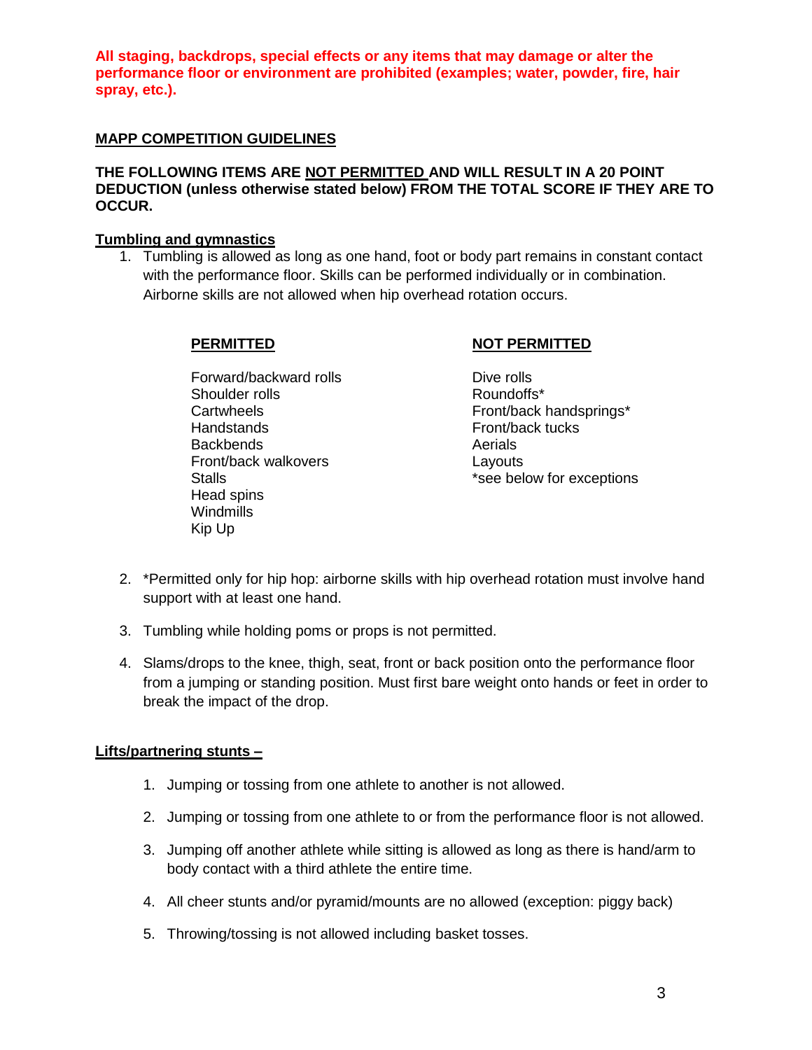**All staging, backdrops, special effects or any items that may damage or alter the performance floor or environment are prohibited (examples; water, powder, fire, hair spray, etc.).**

## MAPP COMPETITION GUIDELINES

**THE FOLLOWING ITEMS ARE NOT PERMITTED AND WILL RESULT IN A 20 POINT DEDUCTION (unless otherwise stated below) FROM THE TOTAL SCORE IF THEY ARE TO OCCUR.**

### Tumbling and gymnastics

1. Tumbling is allowed as long as one hand, foot or body part remains in constant contact with the performance floor. Skills can be performed individually or in combination. Airborne skills are not allowed when hip overhead rotation occurs.

| PERMITTED | NOT PERMITTED |
|---|---|
| Forward/backward rolls | Dive rolls |
| Shoulder rolls | Roundoffs* |
| Cartwheels | Front/back handsprings* |
| Handstands | Front/back tucks |
| Backbends | Aerials |
| Front/back walkovers | Layouts |
| Stalls | *see below for exceptions |
| Head spins | |
| Windmills | |
| Kip Up | |

2. *Permitted only for hip hop: airborne skills with hip overhead rotation must involve hand support with at least one hand.

3. Tumbling while holding poms or props is not permitted.

4. Slams/drops to the knee, thigh, seat, front or back position onto the performance floor from a jumping or standing position. Must first bare weight onto hands or feet in order to break the impact of the drop.

### Lifts/partnering stunts –

1. Jumping or tossing from one athlete to another is not allowed.

2. Jumping or tossing from one athlete to or from the performance floor is not allowed.

3. Jumping off another athlete while sitting is allowed as long as there is hand/arm to body contact with a third athlete the entire time.

4. All cheer stunts and/or pyramid/mounts are no allowed (exception: piggy back)

5. Throwing/tossing is not allowed including basket tosses.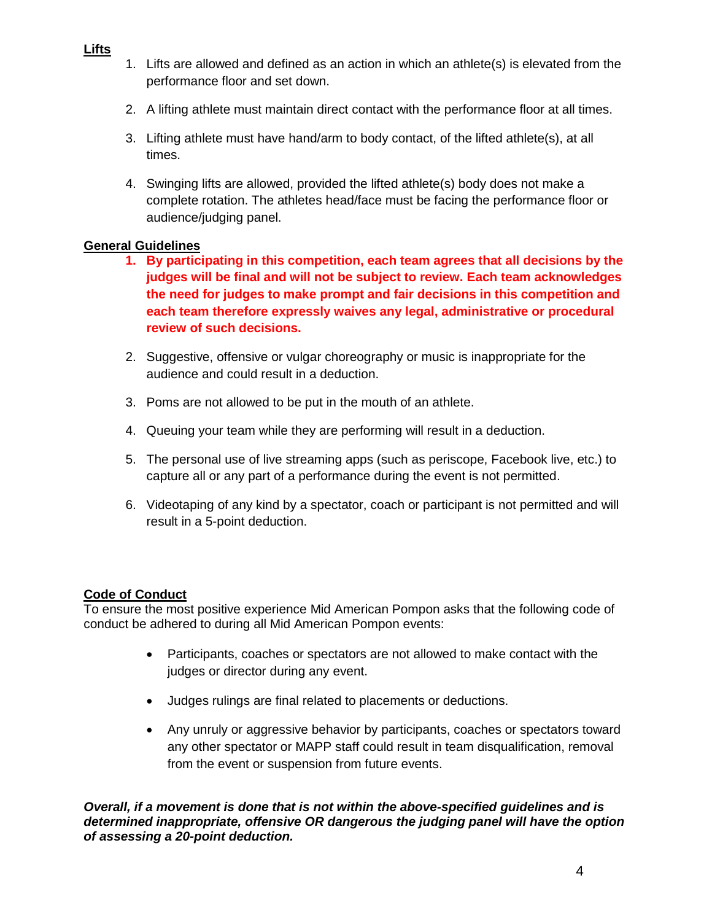**Lifts**

1. Lifts are allowed and defined as an action in which an athlete(s) is elevated from the performance floor and set down.

2. A lifting athlete must maintain direct contact with the performance floor at all times.

3. Lifting athlete must have hand/arm to body contact, of the lifted athlete(s), at all times.

4. Swinging lifts are allowed, provided the lifted athlete(s) body does not make a complete rotation. The athletes head/face must be facing the performance floor or audience/judging panel.

**General Guidelines**

1. **By participating in this competition, each team agrees that all decisions by the judges will be final and will not be subject to review. Each team acknowledges the need for judges to make prompt and fair decisions in this competition and each team therefore expressly waives any legal, administrative or procedural review of such decisions.**

2. Suggestive, offensive or vulgar choreography or music is inappropriate for the audience and could result in a deduction.

3. Poms are not allowed to be put in the mouth of an athlete.

4. Queuing your team while they are performing will result in a deduction.

5. The personal use of live streaming apps (such as periscope, Facebook live, etc.) to capture all or any part of a performance during the event is not permitted.

6. Videotaping of any kind by a spectator, coach or participant is not permitted and will result in a 5-point deduction.

**Code of Conduct**

To ensure the most positive experience Mid American Pompon asks that the following code of conduct be adhered to during all Mid American Pompon events:

- Participants, coaches or spectators are not allowed to make contact with the judges or director during any event.

- Judges rulings are final related to placements or deductions.

- Any unruly or aggressive behavior by participants, coaches or spectators toward any other spectator or MAPP staff could result in team disqualification, removal from the event or suspension from future events.

***Overall, if a movement is done that is not within the above-specified guidelines and is determined inappropriate, offensive OR dangerous the judging panel will have the option of assessing a 20-point deduction.***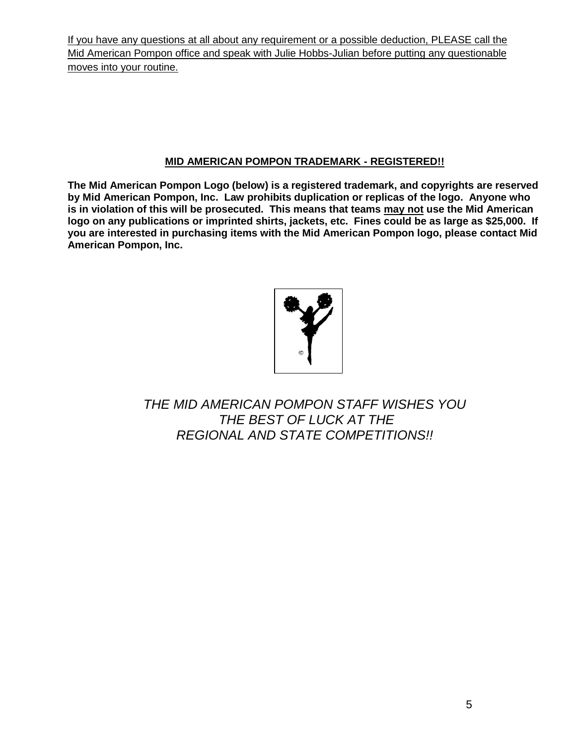If you have any questions at all about any requirement or a possible deduction, PLEASE call the Mid American Pompon office and speak with Julie Hobbs-Julian before putting any questionable moves into your routine.

## MID AMERICAN POMPON TRADEMARK - REGISTERED!!

**The Mid American Pompon Logo (below) is a registered trademark, and copyrights are reserved by Mid American Pompon, Inc. Law prohibits duplication or replicas of the logo. Anyone who is in violation of this will be prosecuted. This means that teams may not use the Mid American logo on any publications or imprinted shirts, jackets, etc. Fines could be as large as $25,000. If you are interested in purchasing items with the Mid American Pompon logo, please contact Mid American Pompon, Inc.**

©

*THE MID AMERICAN POMPON STAFF WISHES YOU THE BEST OF LUCK AT THE REGIONAL AND STATE COMPETITIONS!!*